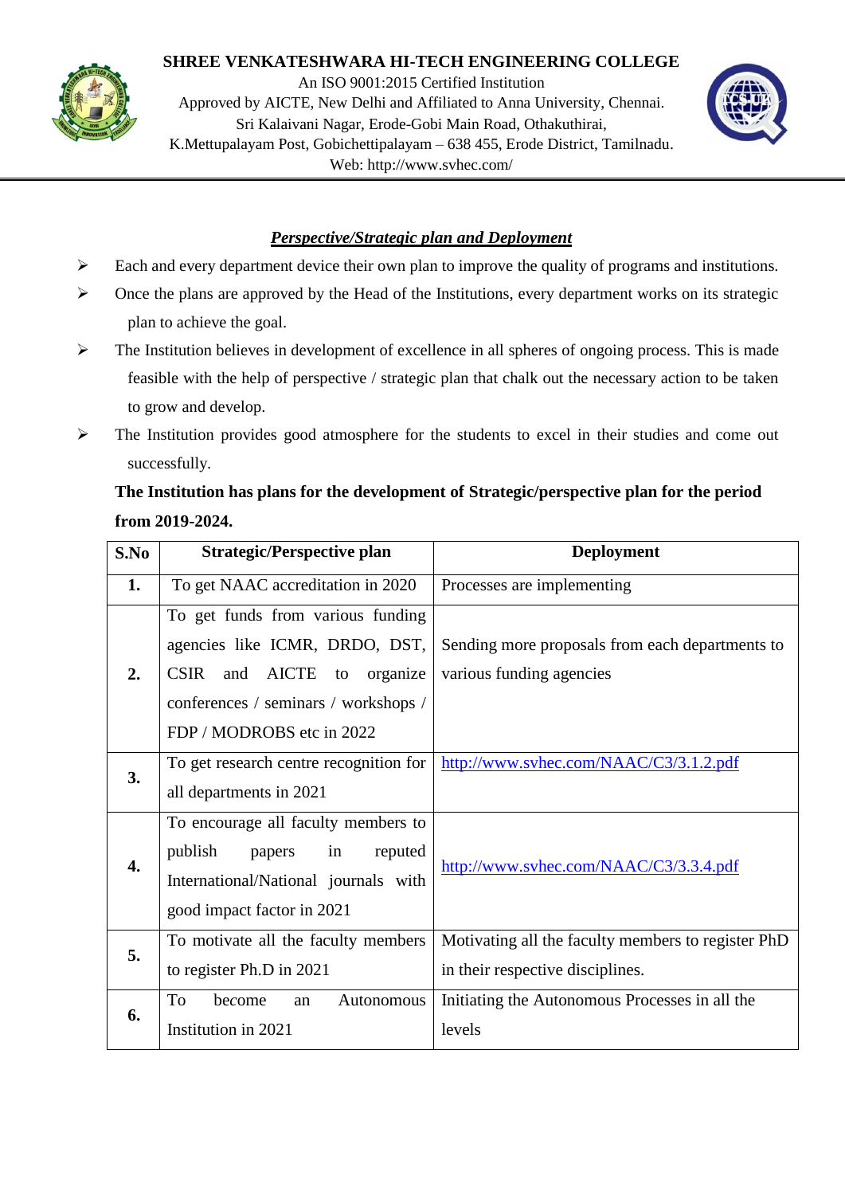**SHREE VENKATESHWARA HI-TECH ENGINEERING COLLEGE**

An ISO 9001:2015 Certified Institution

Approved by AICTE, New Delhi and Affiliated to Anna University, Chennai.

Sri Kalaivani Nagar, Erode-Gobi Main Road, Othakuthirai,

K.Mettupalayam Post, Gobichettipalayam – 638 455, Erode District, Tamilnadu.

Web: http://www.svhec.com/

## ***Perspective/Strategic plan and Deployment***

- Each and every department device their own plan to improve the quality of programs and institutions.
- Once the plans are approved by the Head of the Institutions, every department works on its strategic plan to achieve the goal.
- The Institution believes in development of excellence in all spheres of ongoing process. This is made feasible with the help of perspective / strategic plan that chalk out the necessary action to be taken to grow and develop.
- The Institution provides good atmosphere for the students to excel in their studies and come out successfully.

**The Institution has plans for the development of Strategic/perspective plan for the period from 2019-2024.**

| S.No | Strategic/Perspective plan | Deployment |
|---|---|---|
| 1. | To get NAAC accreditation in 2020 | Processes are implementing |
| 2. | To get funds from various funding agencies like ICMR, DRDO, DST, CSIR and AICTE to organize conferences / seminars / workshops / FDP / MODROBS etc in 2022 | Sending more proposals from each departments to various funding agencies |
| 3. | To get research centre recognition for all departments in 2021 | http://www.svhec.com/NAAC/C3/3.1.2.pdf |
| 4. | To encourage all faculty members to publish papers in reputed International/National journals with good impact factor in 2021 | http://www.svhec.com/NAAC/C3/3.3.4.pdf |
| 5. | To motivate all the faculty members to register Ph.D in 2021 | Motivating all the faculty members to register PhD in their respective disciplines. |
| 6. | To become an Autonomous Institution in 2021 | Initiating the Autonomous Processes in all the levels |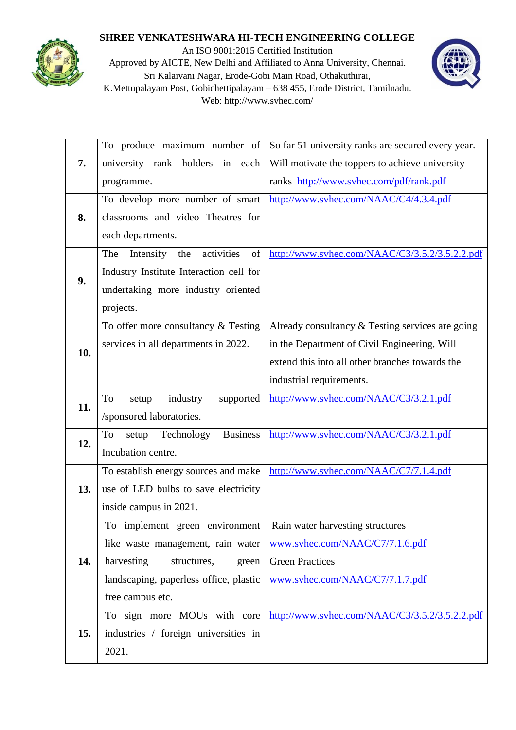| | | |
|---|---|---|
| **7.** | To produce maximum number of university rank holders in each programme. | So far 51 university ranks are secured every year. Will motivate the toppers to achieve university ranks http://www.svhec.com/pdf/rank.pdf |
| **8.** | To develop more number of smart classrooms and video Theatres for each departments. | http://www.svhec.com/NAAC/C4/4.3.4.pdf |
| **9.** | The Intensify the activities of Industry Institute Interaction cell for undertaking more industry oriented projects. | http://www.svhec.com/NAAC/C3/3.5.2/3.5.2.2.pdf |
| **10.** | To offer more consultancy & Testing services in all departments in 2022. | Already consultancy & Testing services are going in the Department of Civil Engineering, Will extend this into all other branches towards the industrial requirements. |
| **11.** | To setup industry supported /sponsored laboratories. | http://www.svhec.com/NAAC/C3/3.2.1.pdf |
| **12.** | To setup Technology Business Incubation centre. | http://www.svhec.com/NAAC/C3/3.2.1.pdf |
| **13.** | To establish energy sources and make use of LED bulbs to save electricity inside campus in 2021. | http://www.svhec.com/NAAC/C7/7.1.4.pdf |
| **14.** | To implement green environment like waste management, rain water harvesting structures, green landscaping, paperless office, plastic free campus etc. | Rain water harvesting structures www.svhec.com/NAAC/C7/7.1.6.pdf Green Practices www.svhec.com/NAAC/C7/7.1.7.pdf |
| **15.** | To sign more MOUs with core industries / foreign universities in 2021. | http://www.svhec.com/NAAC/C3/3.5.2/3.5.2.2.pdf |